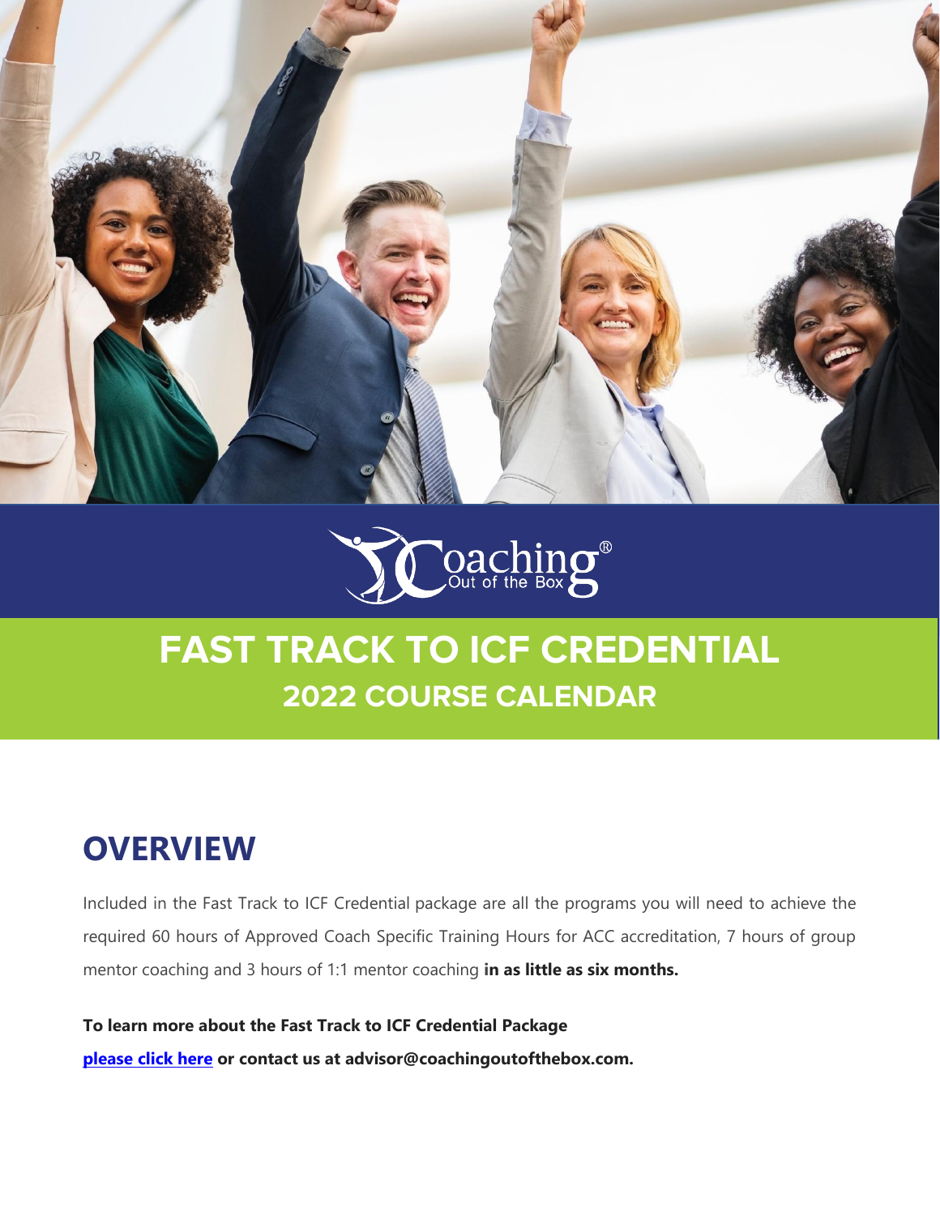Coaching® Out of the Box

# FAST TRACK TO ICF CREDENTIAL

## 2022 COURSE CALENDAR

## OVERVIEW

Included in the Fast Track to ICF Credential package are all the programs you will need to achieve the required 60 hours of Approved Coach Specific Training Hours for ACC accreditation, 7 hours of group mentor coaching and 3 hours of 1:1 mentor coaching **in as little as six months.**

**To learn more about the Fast Track to ICF Credential Package**

**please click here or contact us at advisor@coachingoutofthebox.com.**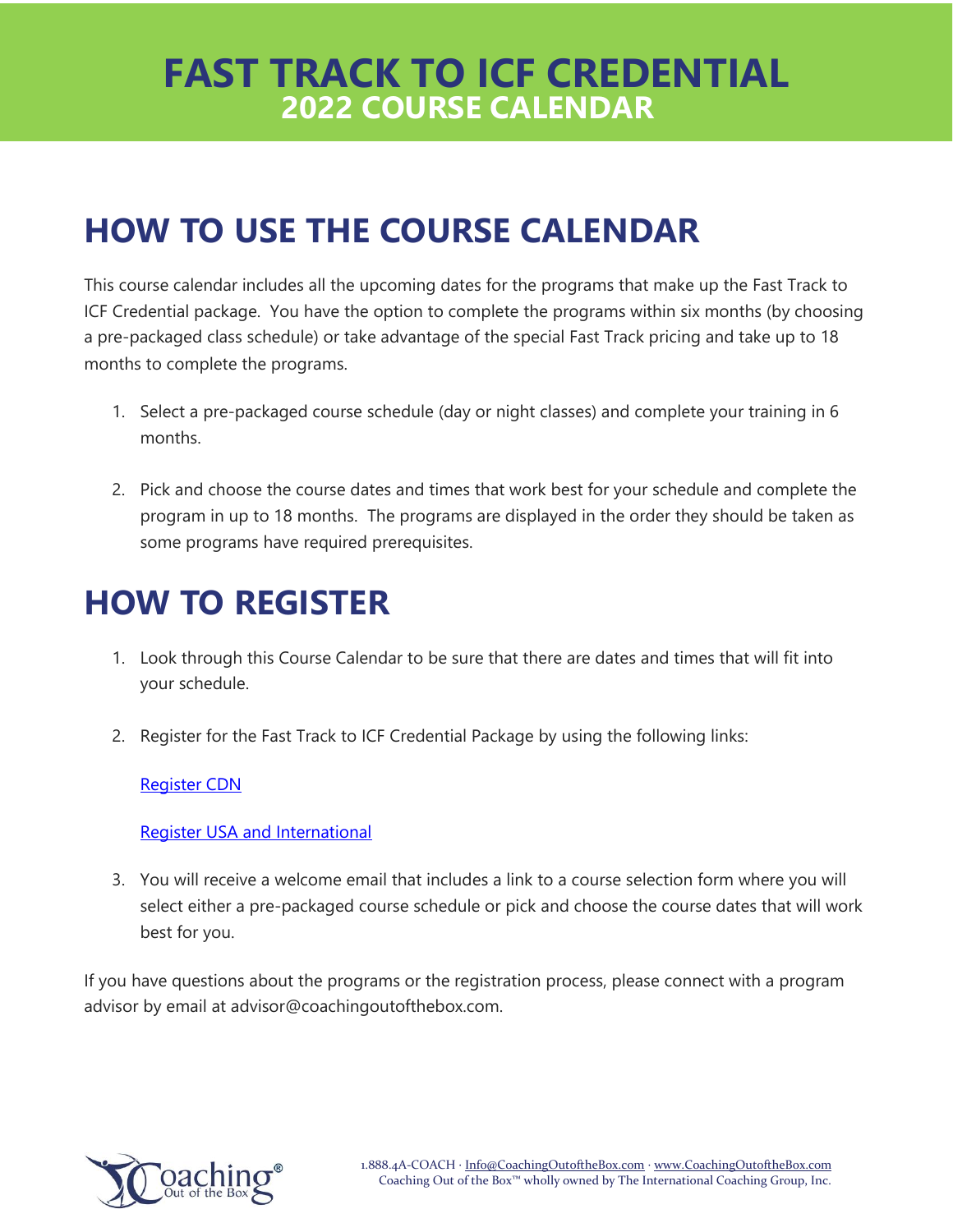# FAST TRACK TO ICF CREDENTIAL
## 2022 COURSE CALENDAR

## HOW TO USE THE COURSE CALENDAR

This course calendar includes all the upcoming dates for the programs that make up the Fast Track to ICF Credential package. You have the option to complete the programs within six months (by choosing a pre-packaged class schedule) or take advantage of the special Fast Track pricing and take up to 18 months to complete the programs.

1. Select a pre-packaged course schedule (day or night classes) and complete your training in 6 months.
2. Pick and choose the course dates and times that work best for your schedule and complete the program in up to 18 months. The programs are displayed in the order they should be taken as some programs have required prerequisites.

## HOW TO REGISTER

1. Look through this Course Calendar to be sure that there are dates and times that will fit into your schedule.
2. Register for the Fast Track to ICF Credential Package by using the following links:

   Register CDN

   Register USA and International

3. You will receive a welcome email that includes a link to a course selection form where you will select either a pre-packaged course schedule or pick and choose the course dates that will work best for you.

If you have questions about the programs or the registration process, please connect with a program advisor by email at advisor@coachingoutofthebox.com.

1.888.4A-COACH · Info@CoachingOutoftheBox.com · www.CoachingOutoftheBox.com
Coaching Out of the Box™ wholly owned by The International Coaching Group, Inc.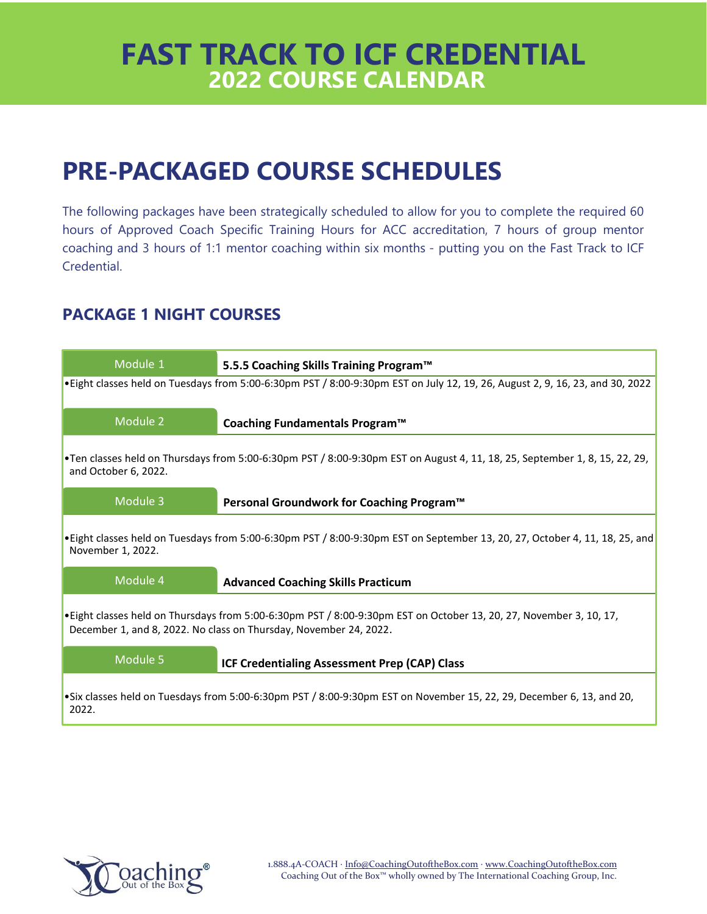# FAST TRACK TO ICF CREDENTIAL
## 2022 COURSE CALENDAR

# PRE-PACKAGED COURSE SCHEDULES

The following packages have been strategically scheduled to allow for you to complete the required 60 hours of Approved Coach Specific Training Hours for ACC accreditation, 7 hours of group mentor coaching and 3 hours of 1:1 mentor coaching within six months - putting you on the Fast Track to ICF Credential.

## PACKAGE 1 NIGHT COURSES

| Module 1 | **5.5.5 Coaching Skills Training Program™** |
|---|---|

- Eight classes held on Tuesdays from 5:00-6:30pm PST / 8:00-9:30pm EST on July 12, 19, 26, August 2, 9, 16, 23, and 30, 2022

| Module 2 | **Coaching Fundamentals Program™** |
|---|---|

- Ten classes held on Thursdays from 5:00-6:30pm PST / 8:00-9:30pm EST on August 4, 11, 18, 25, September 1, 8, 15, 22, 29, and October 6, 2022.

| Module 3 | **Personal Groundwork for Coaching Program™** |
|---|---|

- Eight classes held on Tuesdays from 5:00-6:30pm PST / 8:00-9:30pm EST on September 13, 20, 27, October 4, 11, 18, 25, and November 1, 2022.

| Module 4 | **Advanced Coaching Skills Practicum** |
|---|---|

- Eight classes held on Thursdays from 5:00-6:30pm PST / 8:00-9:30pm EST on October 13, 20, 27, November 3, 10, 17, December 1, and 8, 2022. No class on Thursday, November 24, 2022.

| Module 5 | **ICF Credentialing Assessment Prep (CAP) Class** |
|---|---|

- Six classes held on Tuesdays from 5:00-6:30pm PST / 8:00-9:30pm EST on November 15, 22, 29, December 6, 13, and 20, 2022.

Coaching Out of the Box®

1.888.4A-COACH · Info@CoachingOutoftheBox.com · www.CoachingOutoftheBox.com
Coaching Out of the Box™ wholly owned by The International Coaching Group, Inc.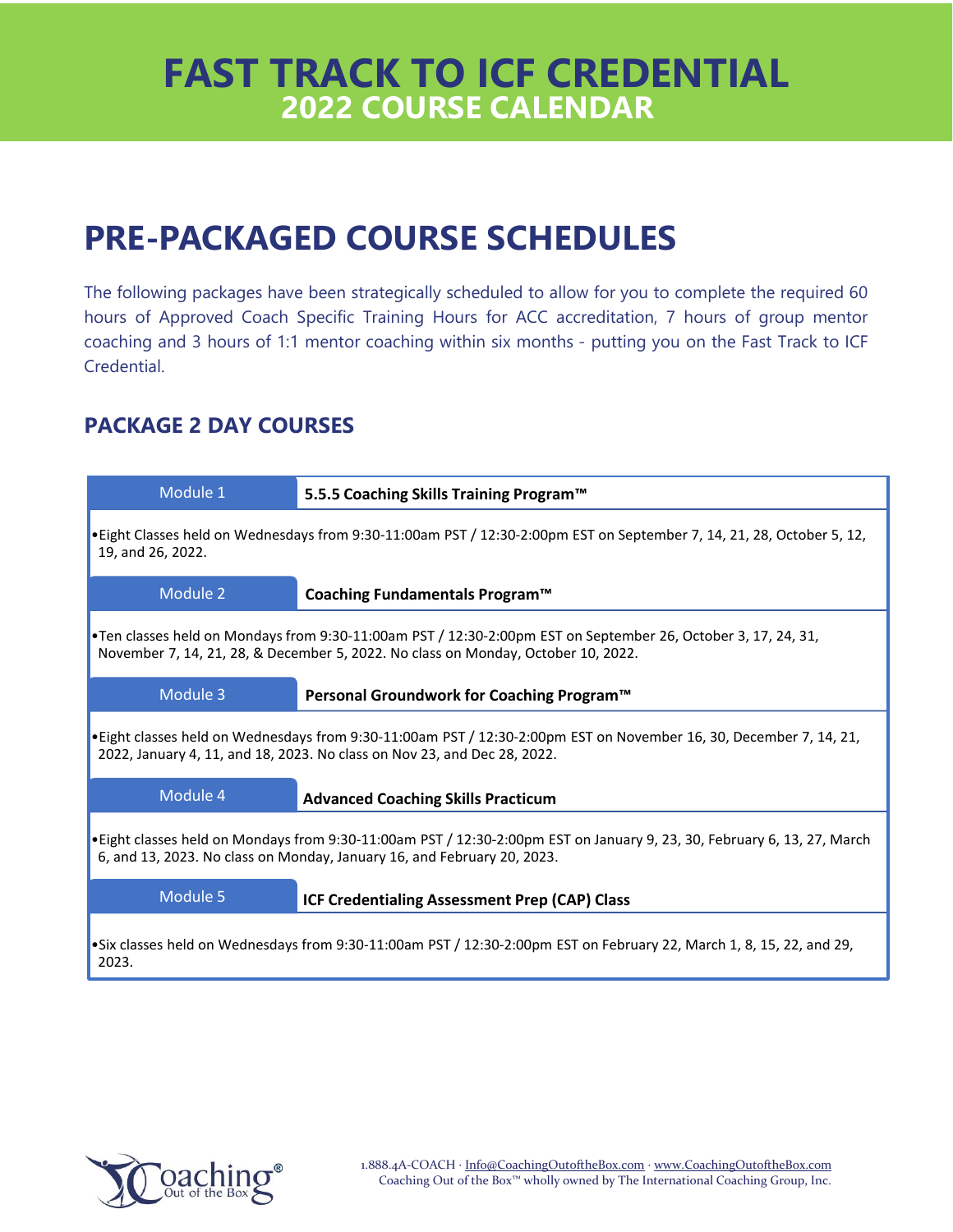# FAST TRACK TO ICF CREDENTIAL
## 2022 COURSE CALENDAR

# PRE-PACKAGED COURSE SCHEDULES

The following packages have been strategically scheduled to allow for you to complete the required 60 hours of Approved Coach Specific Training Hours for ACC accreditation, 7 hours of group mentor coaching and 3 hours of 1:1 mentor coaching within six months - putting you on the Fast Track to ICF Credential.

### PACKAGE 2 DAY COURSES

| Module | Course |
| --- | --- |
| Module 1 | **5.5.5 Coaching Skills Training Program™** |
| | •Eight Classes held on Wednesdays from 9:30-11:00am PST / 12:30-2:00pm EST on September 7, 14, 21, 28, October 5, 12, 19, and 26, 2022. |
| Module 2 | **Coaching Fundamentals Program™** |
| | •Ten classes held on Mondays from 9:30-11:00am PST / 12:30-2:00pm EST on September 26, October 3, 17, 24, 31, November 7, 14, 21, 28, & December 5, 2022. No class on Monday, October 10, 2022. |
| Module 3 | **Personal Groundwork for Coaching Program™** |
| | •Eight classes held on Wednesdays from 9:30-11:00am PST / 12:30-2:00pm EST on November 16, 30, December 7, 14, 21, 2022, January 4, 11, and 18, 2023. No class on Nov 23, and Dec 28, 2022. |
| Module 4 | **Advanced Coaching Skills Practicum** |
| | •Eight classes held on Mondays from 9:30-11:00am PST / 12:30-2:00pm EST on January 9, 23, 30, February 6, 13, 27, March 6, and 13, 2023. No class on Monday, January 16, and February 20, 2023. |
| Module 5 | **ICF Credentialing Assessment Prep (CAP) Class** |
| | •Six classes held on Wednesdays from 9:30-11:00am PST / 12:30-2:00pm EST on February 22, March 1, 8, 15, 22, and 29, 2023. |

1.888.4A-COACH · Info@CoachingOutoftheBox.com · www.CoachingOutoftheBox.com
Coaching Out of the Box™ wholly owned by The International Coaching Group, Inc.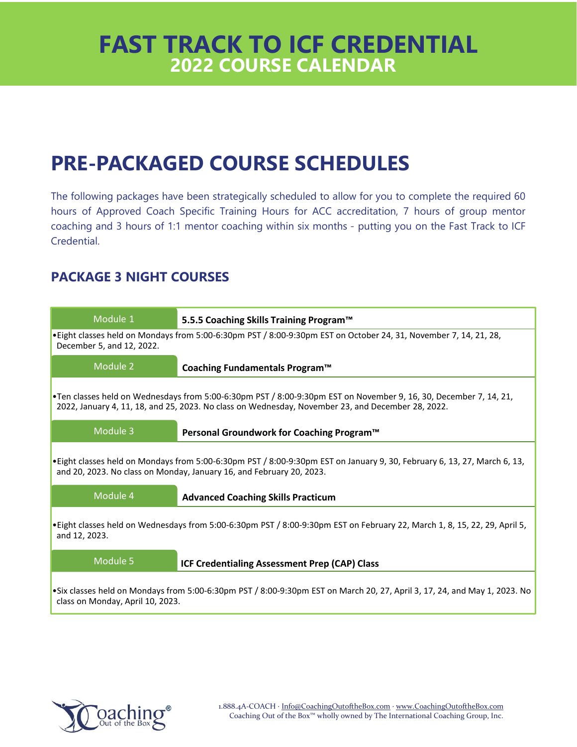# FAST TRACK TO ICF CREDENTIAL
## 2022 COURSE CALENDAR

## PRE-PACKAGED COURSE SCHEDULES

The following packages have been strategically scheduled to allow for you to complete the required 60 hours of Approved Coach Specific Training Hours for ACC accreditation, 7 hours of group mentor coaching and 3 hours of 1:1 mentor coaching within six months - putting you on the Fast Track to ICF Credential.

### PACKAGE 3 NIGHT COURSES

| Module 1 | **5.5.5 Coaching Skills Training Program™** |
|---|---|

- Eight classes held on Mondays from 5:00-6:30pm PST / 8:00-9:30pm EST on October 24, 31, November 7, 14, 21, 28, December 5, and 12, 2022.

| Module 2 | **Coaching Fundamentals Program™** |
|---|---|

- Ten classes held on Wednesdays from 5:00-6:30pm PST / 8:00-9:30pm EST on November 9, 16, 30, December 7, 14, 21, 2022, January 4, 11, 18, and 25, 2023. No class on Wednesday, November 23, and December 28, 2022.

| Module 3 | **Personal Groundwork for Coaching Program™** |
|---|---|

- Eight classes held on Mondays from 5:00-6:30pm PST / 8:00-9:30pm EST on January 9, 30, February 6, 13, 27, March 6, 13, and 20, 2023. No class on Monday, January 16, and February 20, 2023.

| Module 4 | **Advanced Coaching Skills Practicum** |
|---|---|

- Eight classes held on Wednesdays from 5:00-6:30pm PST / 8:00-9:30pm EST on February 22, March 1, 8, 15, 22, 29, April 5, and 12, 2023.

| Module 5 | **ICF Credentialing Assessment Prep (CAP) Class** |
|---|---|

- Six classes held on Mondays from 5:00-6:30pm PST / 8:00-9:30pm EST on March 20, 27, April 3, 17, 24, and May 1, 2023. No class on Monday, April 10, 2023.

1.888.4A-COACH · Info@CoachingOutoftheBox.com · www.CoachingOutoftheBox.com
Coaching Out of the Box™ wholly owned by The International Coaching Group, Inc.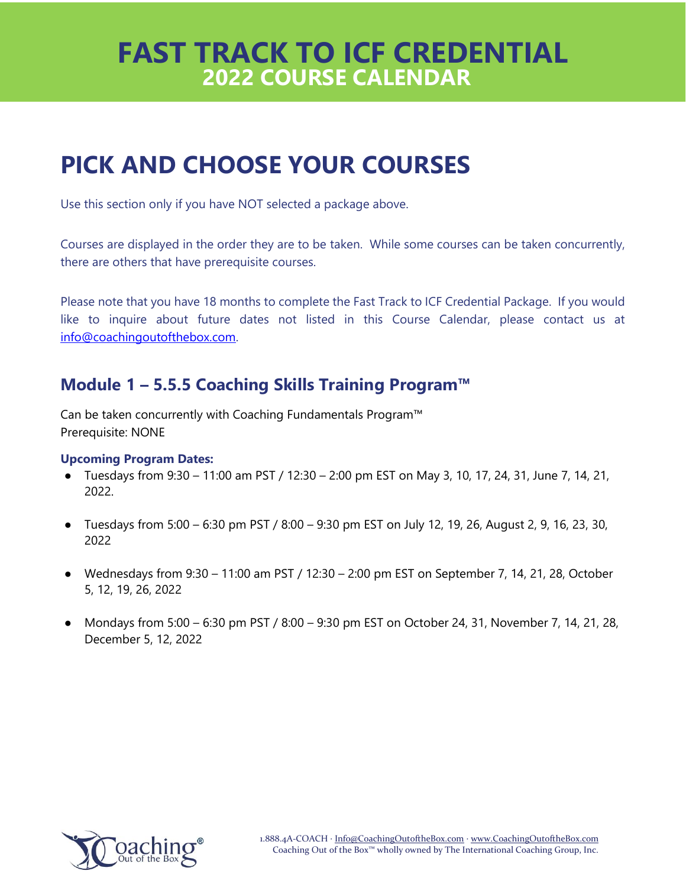# FAST TRACK TO ICF CREDENTIAL
## 2022 COURSE CALENDAR

# PICK AND CHOOSE YOUR COURSES

Use this section only if you have NOT selected a package above.

Courses are displayed in the order they are to be taken. While some courses can be taken concurrently, there are others that have prerequisite courses.

Please note that you have 18 months to complete the Fast Track to ICF Credential Package. If you would like to inquire about future dates not listed in this Course Calendar, please contact us at info@coachingoutofthebox.com.

## Module 1 – 5.5.5 Coaching Skills Training Program™

Can be taken concurrently with Coaching Fundamentals Program™
Prerequisite: NONE

**Upcoming Program Dates:**

- Tuesdays from 9:30 – 11:00 am PST / 12:30 – 2:00 pm EST on May 3, 10, 17, 24, 31, June 7, 14, 21, 2022.
- Tuesdays from 5:00 – 6:30 pm PST / 8:00 – 9:30 pm EST on July 12, 19, 26, August 2, 9, 16, 23, 30, 2022
- Wednesdays from 9:30 – 11:00 am PST / 12:30 – 2:00 pm EST on September 7, 14, 21, 28, October 5, 12, 19, 26, 2022
- Mondays from 5:00 – 6:30 pm PST / 8:00 – 9:30 pm EST on October 24, 31, November 7, 14, 21, 28, December 5, 12, 2022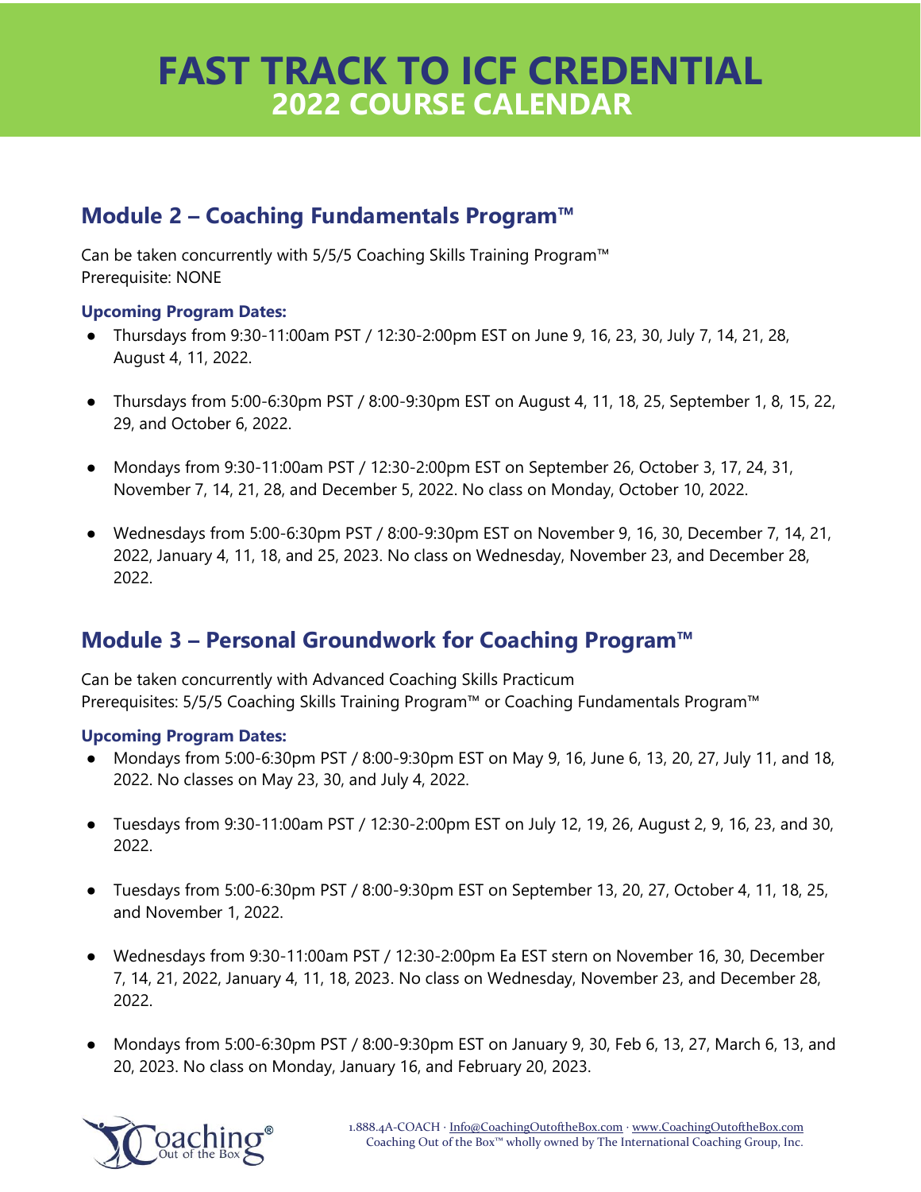# FAST TRACK TO ICF CREDENTIAL
## 2022 COURSE CALENDAR

## Module 2 – Coaching Fundamentals Program™

Can be taken concurrently with 5/5/5 Coaching Skills Training Program™
Prerequisite: NONE

### Upcoming Program Dates:

- Thursdays from 9:30-11:00am PST / 12:30-2:00pm EST on June 9, 16, 23, 30, July 7, 14, 21, 28, August 4, 11, 2022.
- Thursdays from 5:00-6:30pm PST / 8:00-9:30pm EST on August 4, 11, 18, 25, September 1, 8, 15, 22, 29, and October 6, 2022.
- Mondays from 9:30-11:00am PST / 12:30-2:00pm EST on September 26, October 3, 17, 24, 31, November 7, 14, 21, 28, and December 5, 2022. No class on Monday, October 10, 2022.
- Wednesdays from 5:00-6:30pm PST / 8:00-9:30pm EST on November 9, 16, 30, December 7, 14, 21, 2022, January 4, 11, 18, and 25, 2023. No class on Wednesday, November 23, and December 28, 2022.

## Module 3 – Personal Groundwork for Coaching Program™

Can be taken concurrently with Advanced Coaching Skills Practicum
Prerequisites: 5/5/5 Coaching Skills Training Program™ or Coaching Fundamentals Program™

### Upcoming Program Dates:

- Mondays from 5:00-6:30pm PST / 8:00-9:30pm EST on May 9, 16, June 6, 13, 20, 27, July 11, and 18, 2022. No classes on May 23, 30, and July 4, 2022.
- Tuesdays from 9:30-11:00am PST / 12:30-2:00pm EST on July 12, 19, 26, August 2, 9, 16, 23, and 30, 2022.
- Tuesdays from 5:00-6:30pm PST / 8:00-9:30pm EST on September 13, 20, 27, October 4, 11, 18, 25, and November 1, 2022.
- Wednesdays from 9:30-11:00am PST / 12:30-2:00pm Ea EST stern on November 16, 30, December 7, 14, 21, 2022, January 4, 11, 18, 2023. No class on Wednesday, November 23, and December 28, 2022.
- Mondays from 5:00-6:30pm PST / 8:00-9:30pm EST on January 9, 30, Feb 6, 13, 27, March 6, 13, and 20, 2023. No class on Monday, January 16, and February 20, 2023.

1.888.4A-COACH · Info@CoachingOutoftheBox.com · www.CoachingOutoftheBox.com
Coaching Out of the Box™ wholly owned by The International Coaching Group, Inc.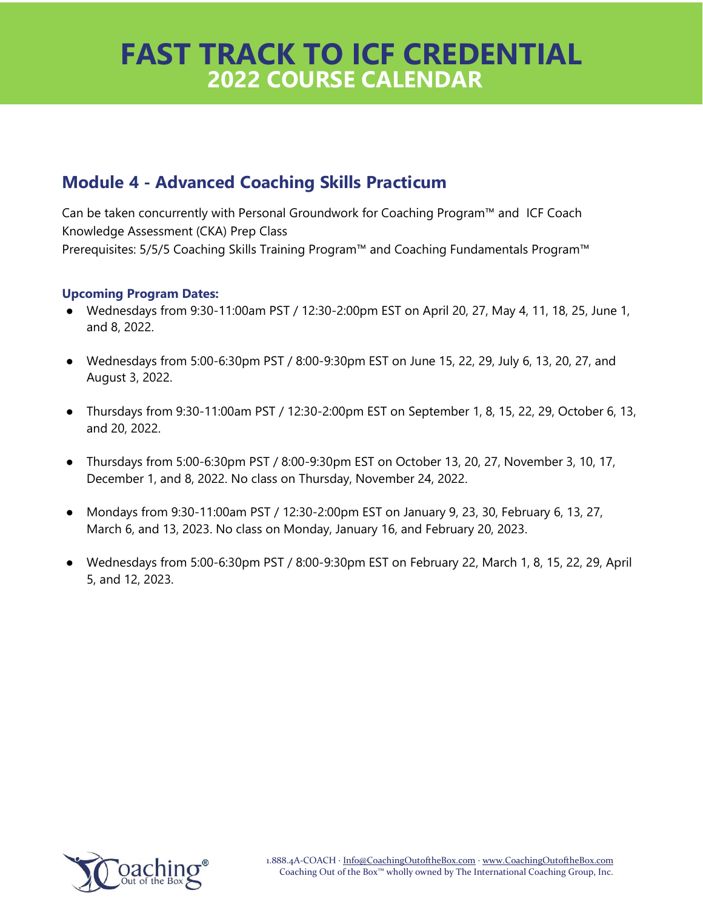# FAST TRACK TO ICF CREDENTIAL
## 2022 COURSE CALENDAR

## Module 4 - Advanced Coaching Skills Practicum

Can be taken concurrently with Personal Groundwork for Coaching Program™ and ICF Coach Knowledge Assessment (CKA) Prep Class
Prerequisites: 5/5/5 Coaching Skills Training Program™ and Coaching Fundamentals Program™

### Upcoming Program Dates:

- Wednesdays from 9:30-11:00am PST / 12:30-2:00pm EST on April 20, 27, May 4, 11, 18, 25, June 1, and 8, 2022.
- Wednesdays from 5:00-6:30pm PST / 8:00-9:30pm EST on June 15, 22, 29, July 6, 13, 20, 27, and August 3, 2022.
- Thursdays from 9:30-11:00am PST / 12:30-2:00pm EST on September 1, 8, 15, 22, 29, October 6, 13, and 20, 2022.
- Thursdays from 5:00-6:30pm PST / 8:00-9:30pm EST on October 13, 20, 27, November 3, 10, 17, December 1, and 8, 2022. No class on Thursday, November 24, 2022.
- Mondays from 9:30-11:00am PST / 12:30-2:00pm EST on January 9, 23, 30, February 6, 13, 27, March 6, and 13, 2023. No class on Monday, January 16, and February 20, 2023.
- Wednesdays from 5:00-6:30pm PST / 8:00-9:30pm EST on February 22, March 1, 8, 15, 22, 29, April 5, and 12, 2023.

1.888.4A-COACH · Info@CoachingOutoftheBox.com · www.CoachingOutoftheBox.com
Coaching Out of the Box™ wholly owned by The International Coaching Group, Inc.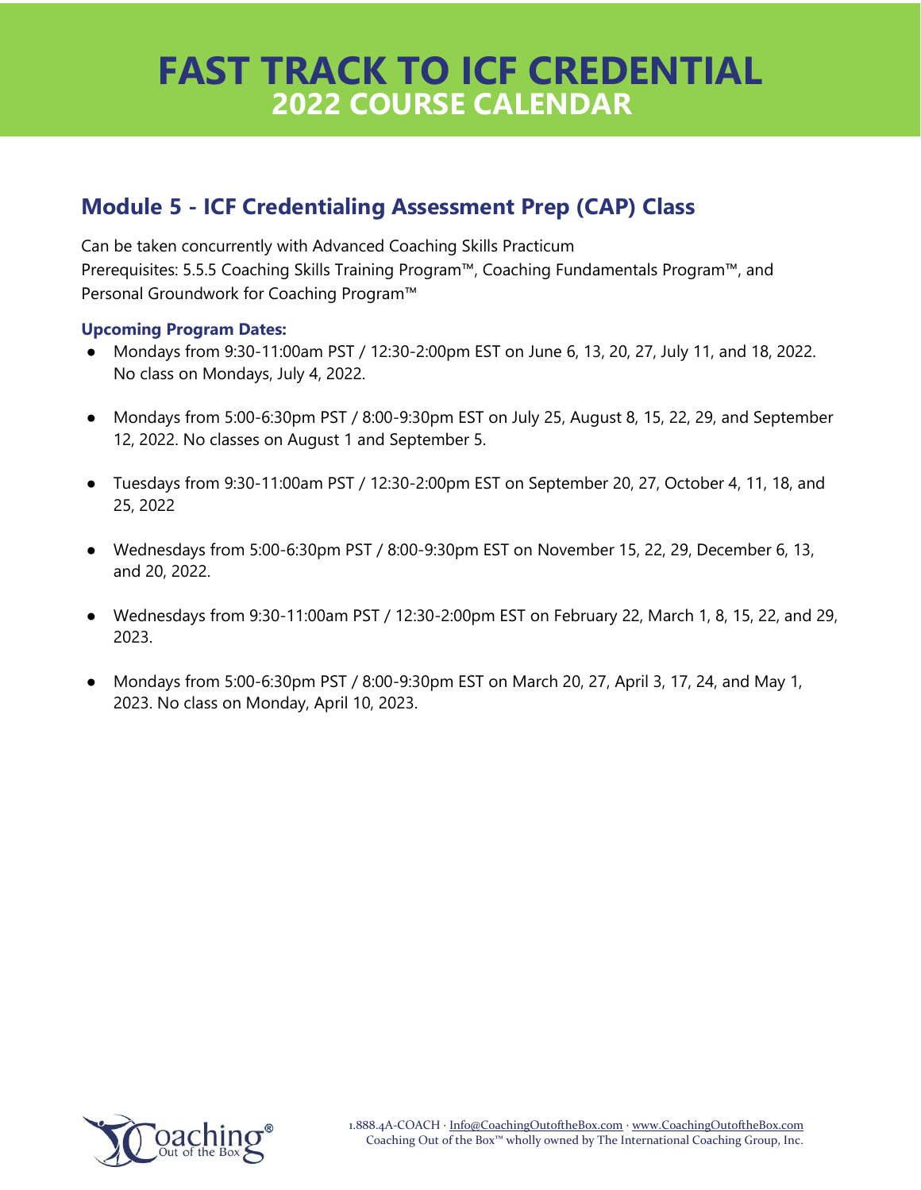# FAST TRACK TO ICF CREDENTIAL
## 2022 COURSE CALENDAR

## Module 5 - ICF Credentialing Assessment Prep (CAP) Class

Can be taken concurrently with Advanced Coaching Skills Practicum
Prerequisites: 5.5.5 Coaching Skills Training Program™, Coaching Fundamentals Program™, and Personal Groundwork for Coaching Program™

**Upcoming Program Dates:**

- Mondays from 9:30-11:00am PST / 12:30-2:00pm EST on June 6, 13, 20, 27, July 11, and 18, 2022. No class on Mondays, July 4, 2022.
- Mondays from 5:00-6:30pm PST / 8:00-9:30pm EST on July 25, August 8, 15, 22, 29, and September 12, 2022. No classes on August 1 and September 5.
- Tuesdays from 9:30-11:00am PST / 12:30-2:00pm EST on September 20, 27, October 4, 11, 18, and 25, 2022
- Wednesdays from 5:00-6:30pm PST / 8:00-9:30pm EST on November 15, 22, 29, December 6, 13, and 20, 2022.
- Wednesdays from 9:30-11:00am PST / 12:30-2:00pm EST on February 22, March 1, 8, 15, 22, and 29, 2023.
- Mondays from 5:00-6:30pm PST / 8:00-9:30pm EST on March 20, 27, April 3, 17, 24, and May 1, 2023. No class on Monday, April 10, 2023.

Coaching® Out of the Box

1.888.4A-COACH · Info@CoachingOutoftheBox.com · www.CoachingOutoftheBox.com
Coaching Out of the Box™ wholly owned by The International Coaching Group, Inc.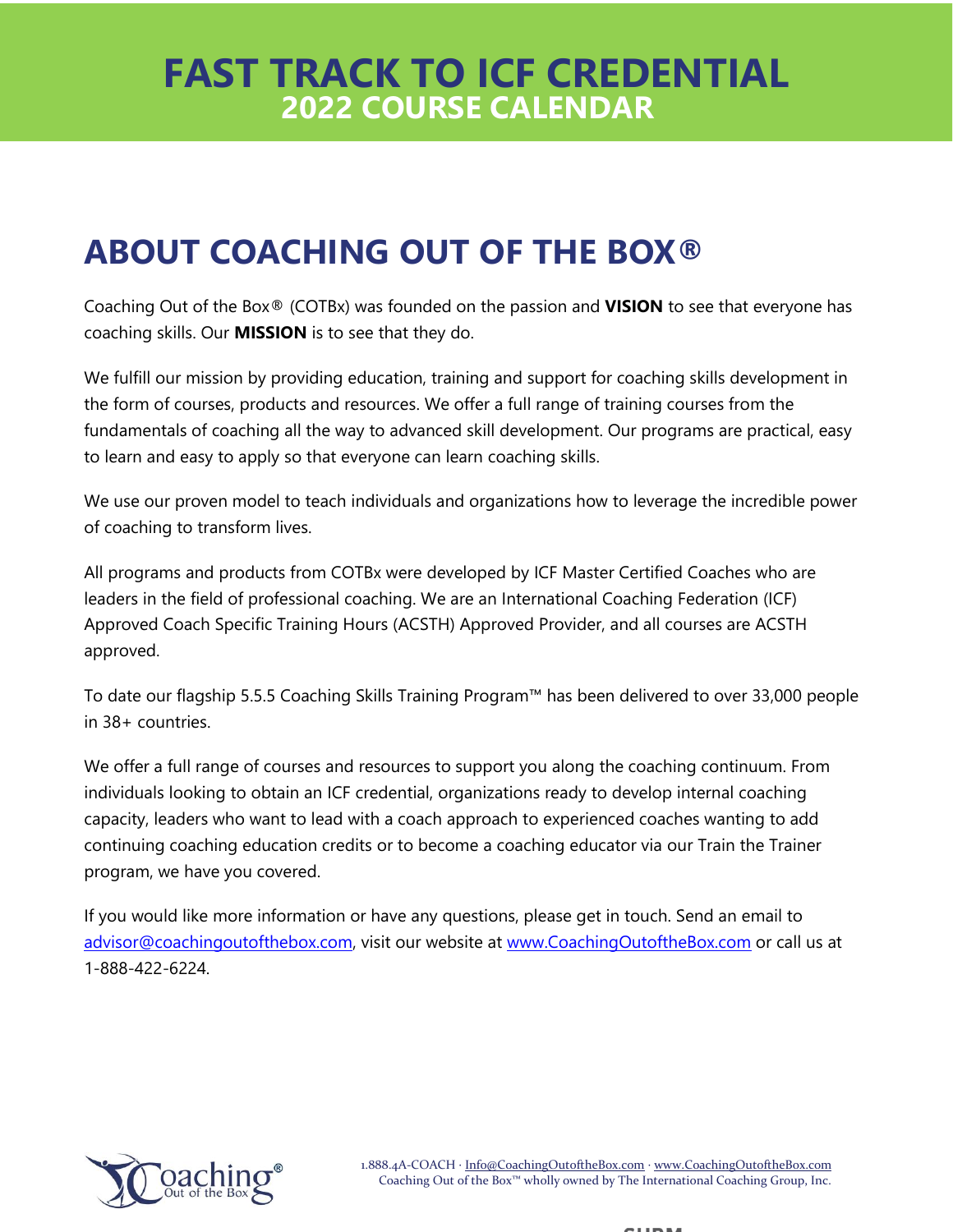# FAST TRACK TO ICF CREDENTIAL
## 2022 COURSE CALENDAR

# ABOUT COACHING OUT OF THE BOX®

Coaching Out of the Box® (COTBx) was founded on the passion and **VISION** to see that everyone has coaching skills. Our **MISSION** is to see that they do.

We fulfill our mission by providing education, training and support for coaching skills development in the form of courses, products and resources. We offer a full range of training courses from the fundamentals of coaching all the way to advanced skill development. Our programs are practical, easy to learn and easy to apply so that everyone can learn coaching skills.

We use our proven model to teach individuals and organizations how to leverage the incredible power of coaching to transform lives.

All programs and products from COTBx were developed by ICF Master Certified Coaches who are leaders in the field of professional coaching. We are an International Coaching Federation (ICF) Approved Coach Specific Training Hours (ACSTH) Approved Provider, and all courses are ACSTH approved.

To date our flagship 5.5.5 Coaching Skills Training Program™ has been delivered to over 33,000 people in 38+ countries.

We offer a full range of courses and resources to support you along the coaching continuum. From individuals looking to obtain an ICF credential, organizations ready to develop internal coaching capacity, leaders who want to lead with a coach approach to experienced coaches wanting to add continuing coaching education credits or to become a coaching educator via our Train the Trainer program, we have you covered.

If you would like more information or have any questions, please get in touch. Send an email to advisor@coachingoutofthebox.com, visit our website at www.CoachingOutoftheBox.com or call us at 1-888-422-6224.

1.888.4A-COACH · Info@CoachingOutoftheBox.com · www.CoachingOutoftheBox.com
Coaching Out of the Box™ wholly owned by The International Coaching Group, Inc.